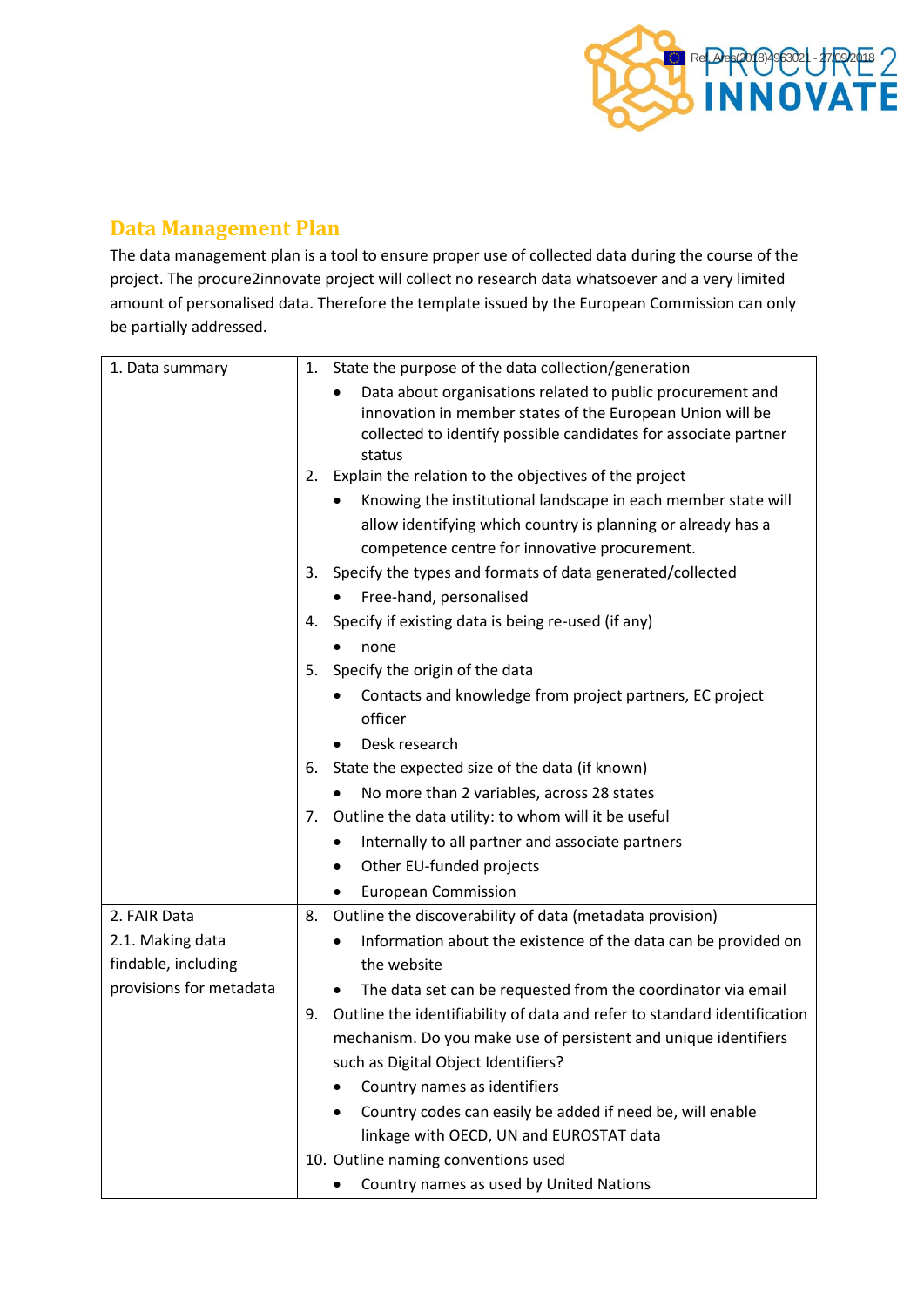## Data Management Plan

The data management plan is a tool to ensure proper use of collected data during the course of the project. The procure2innovate project will collect no research data whatsoever and a very limited amount of personalised data. Therefore the template issued by the European Commission can only be partially addressed.

| | |
|---|---|
| 1. Data summary | 1. State the purpose of the data collection/generation<br>• Data about organisations related to public procurement and innovation in member states of the European Union will be collected to identify possible candidates for associate partner status<br>2. Explain the relation to the objectives of the project<br>• Knowing the institutional landscape in each member state will allow identifying which country is planning or already has a competence centre for innovative procurement.<br>3. Specify the types and formats of data generated/collected<br>• Free-hand, personalised<br>4. Specify if existing data is being re-used (if any)<br>• none<br>5. Specify the origin of the data<br>• Contacts and knowledge from project partners, EC project officer<br>• Desk research<br>6. State the expected size of the data (if known)<br>• No more than 2 variables, across 28 states<br>7. Outline the data utility: to whom will it be useful<br>• Internally to all partner and associate partners<br>• Other EU-funded projects<br>• European Commission |
| 2. FAIR Data<br>2.1. Making data findable, including provisions for metadata | 8. Outline the discoverability of data (metadata provision)<br>• Information about the existence of the data can be provided on the website<br>• The data set can be requested from the coordinator via email<br>9. Outline the identifiability of data and refer to standard identification mechanism. Do you make use of persistent and unique identifiers such as Digital Object Identifiers?<br>• Country names as identifiers<br>• Country codes can easily be added if need be, will enable linkage with OECD, UN and EUROSTAT data<br>10. Outline naming conventions used<br>• Country names as used by United Nations |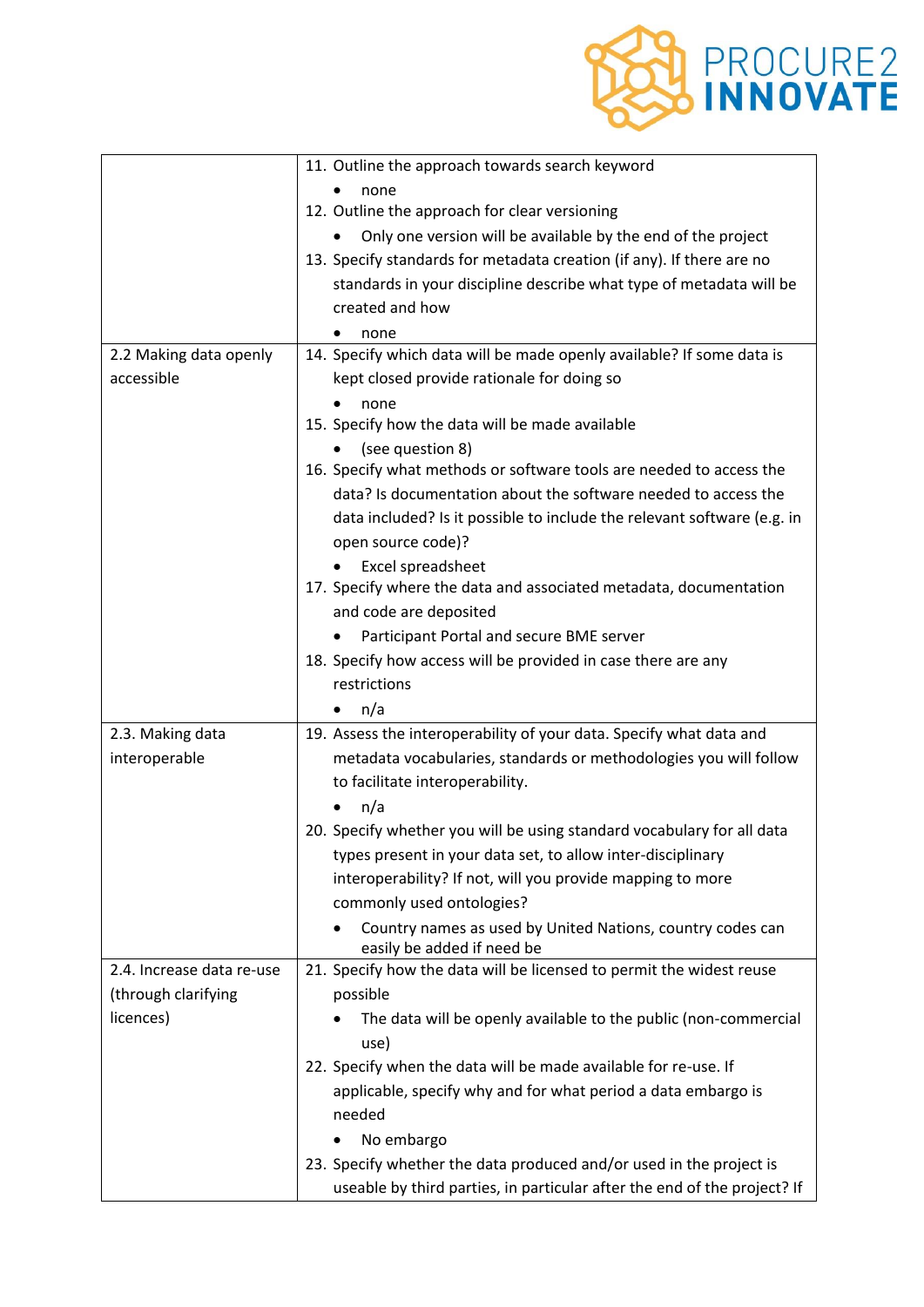| | |
|---|---|
| | 11. Outline the approach towards search keyword <br>• none <br>12. Outline the approach for clear versioning <br>• Only one version will be available by the end of the project <br>13. Specify standards for metadata creation (if any). If there are no standards in your discipline describe what type of metadata will be created and how <br>• none |
| 2.2 Making data openly accessible | 14. Specify which data will be made openly available? If some data is kept closed provide rationale for doing so <br>• none <br>15. Specify how the data will be made available <br>• (see question 8) <br>16. Specify what methods or software tools are needed to access the data? Is documentation about the software needed to access the data included? Is it possible to include the relevant software (e.g. in open source code)? <br>• Excel spreadsheet <br>17. Specify where the data and associated metadata, documentation and code are deposited <br>• Participant Portal and secure BME server <br>18. Specify how access will be provided in case there are any restrictions <br>• n/a |
| 2.3. Making data interoperable | 19. Assess the interoperability of your data. Specify what data and metadata vocabularies, standards or methodologies you will follow to facilitate interoperability. <br>• n/a <br>20. Specify whether you will be using standard vocabulary for all data types present in your data set, to allow inter-disciplinary interoperability? If not, will you provide mapping to more commonly used ontologies? <br>• Country names as used by United Nations, country codes can easily be added if need be |
| 2.4. Increase data re-use (through clarifying licences) | 21. Specify how the data will be licensed to permit the widest reuse possible <br>• The data will be openly available to the public (non-commercial use) <br>22. Specify when the data will be made available for re-use. If applicable, specify why and for what period a data embargo is needed <br>• No embargo <br>23. Specify whether the data produced and/or used in the project is useable by third parties, in particular after the end of the project? If |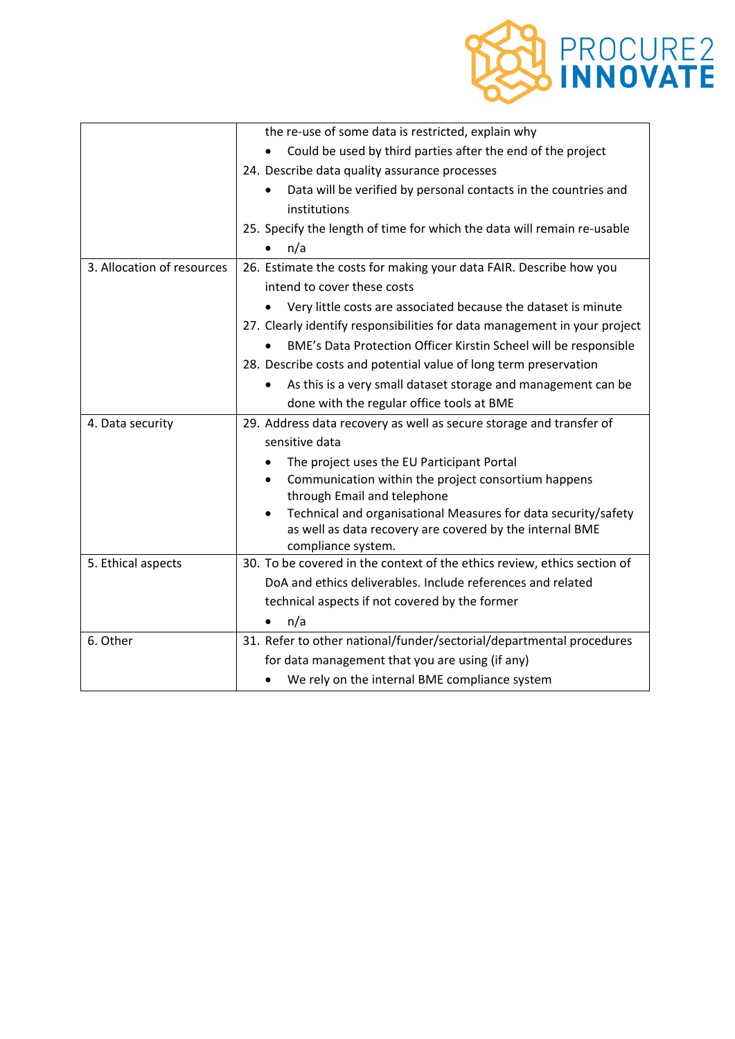| | |
|---|---|
| | the re-use of some data is restricted, explain why<br>• Could be used by third parties after the end of the project<br>24. Describe data quality assurance processes<br>• Data will be verified by personal contacts in the countries and institutions<br>25. Specify the length of time for which the data will remain re-usable<br>• n/a |
| 3. Allocation of resources | 26. Estimate the costs for making your data FAIR. Describe how you intend to cover these costs<br>• Very little costs are associated because the dataset is minute<br>27. Clearly identify responsibilities for data management in your project<br>• BME's Data Protection Officer Kirstin Scheel will be responsible<br>28. Describe costs and potential value of long term preservation<br>• As this is a very small dataset storage and management can be done with the regular office tools at BME |
| 4. Data security | 29. Address data recovery as well as secure storage and transfer of sensitive data<br>• The project uses the EU Participant Portal<br>• Communication within the project consortium happens through Email and telephone<br>• Technical and organisational Measures for data security/safety as well as data recovery are covered by the internal BME compliance system. |
| 5. Ethical aspects | 30. To be covered in the context of the ethics review, ethics section of DoA and ethics deliverables. Include references and related technical aspects if not covered by the former<br>• n/a |
| 6. Other | 31. Refer to other national/funder/sectorial/departmental procedures for data management that you are using (if any)<br>• We rely on the internal BME compliance system |